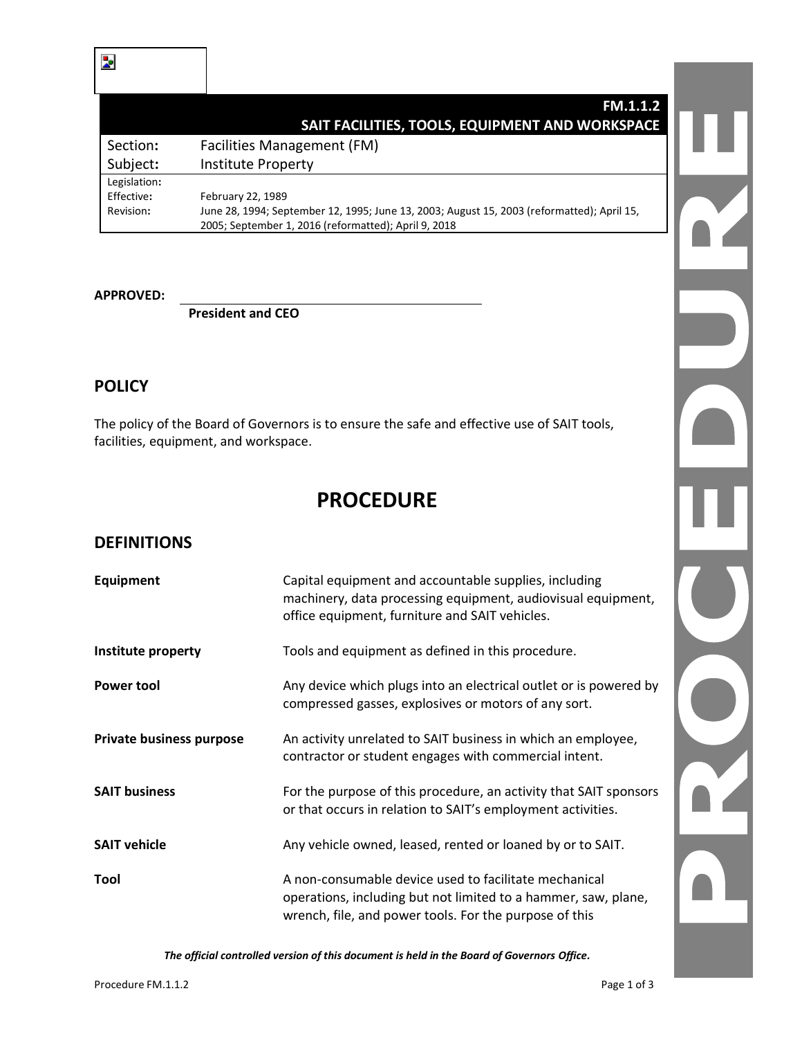# FM.1.1.2
## SAIT FACILITIES, TOOLS, EQUIPMENT AND WORKSPACE

| | |
|---|---|
| Section: | Facilities Management (FM) |
| Subject: | Institute Property |
| Legislation: | |
| Effective: | February 22, 1989 |
| Revision: | June 28, 1994; September 12, 1995; June 13, 2003; August 15, 2003 (reformatted); April 15, 2005; September 1, 2016 (reformatted); April 9, 2018 |

**APPROVED:**

**President and CEO**

## POLICY

The policy of the Board of Governors is to ensure the safe and effective use of SAIT tools, facilities, equipment, and workspace.

# PROCEDURE

## DEFINITIONS

| | |
|---|---|
| **Equipment** | Capital equipment and accountable supplies, including machinery, data processing equipment, audiovisual equipment, office equipment, furniture and SAIT vehicles. |
| **Institute property** | Tools and equipment as defined in this procedure. |
| **Power tool** | Any device which plugs into an electrical outlet or is powered by compressed gasses, explosives or motors of any sort. |
| **Private business purpose** | An activity unrelated to SAIT business in which an employee, contractor or student engages with commercial intent. |
| **SAIT business** | For the purpose of this procedure, an activity that SAIT sponsors or that occurs in relation to SAIT's employment activities. |
| **SAIT vehicle** | Any vehicle owned, leased, rented or loaned by or to SAIT. |
| **Tool** | A non-consumable device used to facilitate mechanical operations, including but not limited to a hammer, saw, plane, wrench, file, and power tools. For the purpose of this |

*The official controlled version of this document is held in the Board of Governors Office.*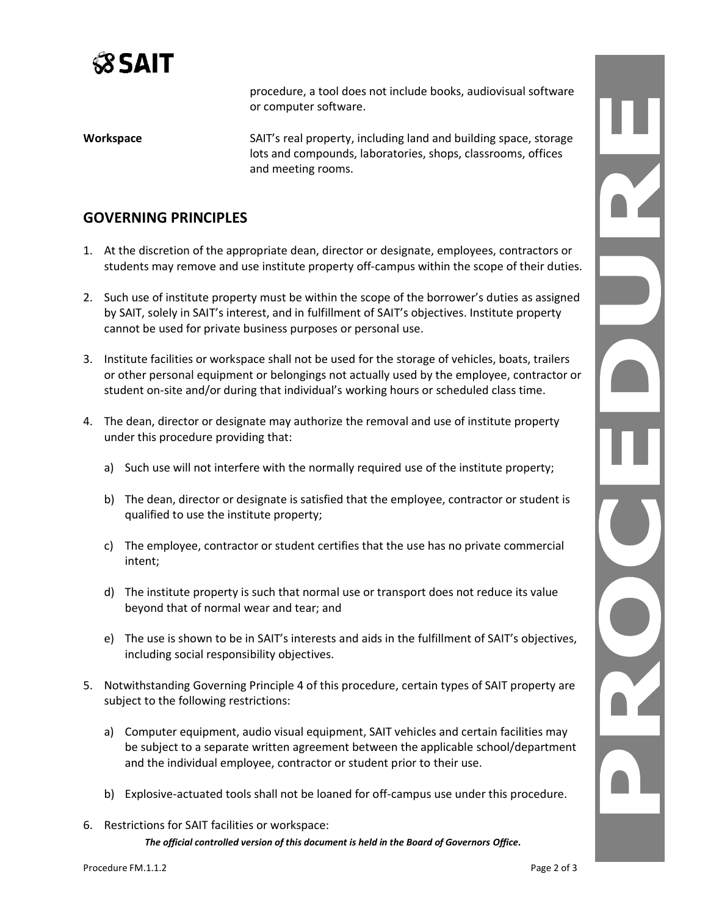procedure, a tool does not include books, audiovisual software or computer software.

**Workspace** SAIT's real property, including land and building space, storage lots and compounds, laboratories, shops, classrooms, offices and meeting rooms.

## GOVERNING PRINCIPLES

1. At the discretion of the appropriate dean, director or designate, employees, contractors or students may remove and use institute property off-campus within the scope of their duties.

2. Such use of institute property must be within the scope of the borrower's duties as assigned by SAIT, solely in SAIT's interest, and in fulfillment of SAIT's objectives. Institute property cannot be used for private business purposes or personal use.

3. Institute facilities or workspace shall not be used for the storage of vehicles, boats, trailers or other personal equipment or belongings not actually used by the employee, contractor or student on-site and/or during that individual's working hours or scheduled class time.

4. The dean, director or designate may authorize the removal and use of institute property under this procedure providing that:

   a) Such use will not interfere with the normally required use of the institute property;

   b) The dean, director or designate is satisfied that the employee, contractor or student is qualified to use the institute property;

   c) The employee, contractor or student certifies that the use has no private commercial intent;

   d) The institute property is such that normal use or transport does not reduce its value beyond that of normal wear and tear; and

   e) The use is shown to be in SAIT's interests and aids in the fulfillment of SAIT's objectives, including social responsibility objectives.

5. Notwithstanding Governing Principle 4 of this procedure, certain types of SAIT property are subject to the following restrictions:

   a) Computer equipment, audio visual equipment, SAIT vehicles and certain facilities may be subject to a separate written agreement between the applicable school/department and the individual employee, contractor or student prior to their use.

   b) Explosive-actuated tools shall not be loaned for off-campus use under this procedure.

6. Restrictions for SAIT facilities or workspace: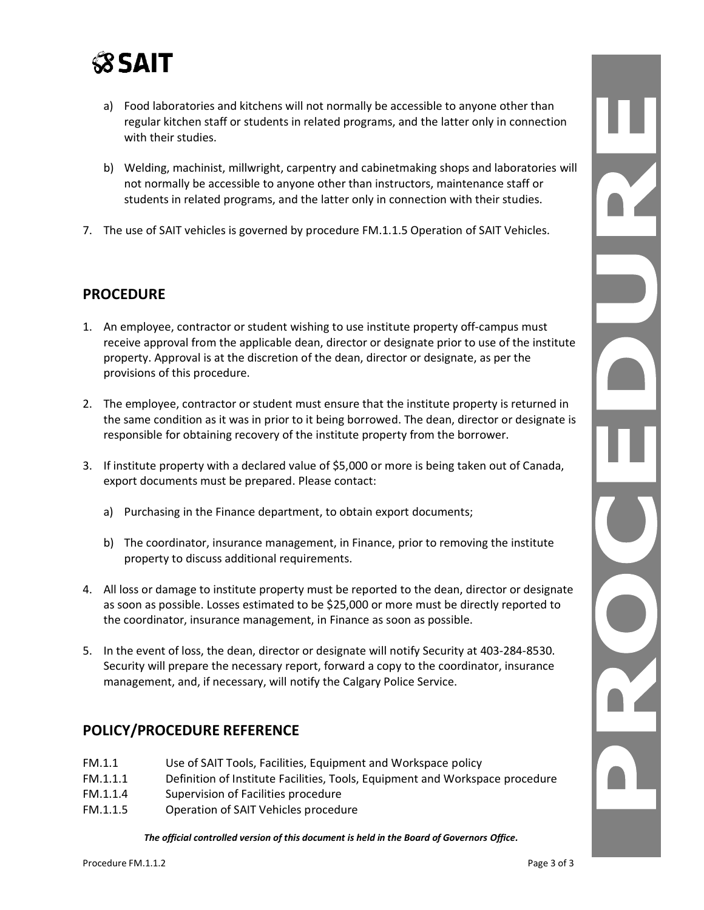a) Food laboratories and kitchens will not normally be accessible to anyone other than regular kitchen staff or students in related programs, and the latter only in connection with their studies.

b) Welding, machinist, millwright, carpentry and cabinetmaking shops and laboratories will not normally be accessible to anyone other than instructors, maintenance staff or students in related programs, and the latter only in connection with their studies.

7. The use of SAIT vehicles is governed by procedure FM.1.1.5 Operation of SAIT Vehicles.

## PROCEDURE

1. An employee, contractor or student wishing to use institute property off-campus must receive approval from the applicable dean, director or designate prior to use of the institute property. Approval is at the discretion of the dean, director or designate, as per the provisions of this procedure.

2. The employee, contractor or student must ensure that the institute property is returned in the same condition as it was in prior to it being borrowed. The dean, director or designate is responsible for obtaining recovery of the institute property from the borrower.

3. If institute property with a declared value of $5,000 or more is being taken out of Canada, export documents must be prepared. Please contact:

   a) Purchasing in the Finance department, to obtain export documents;

   b) The coordinator, insurance management, in Finance, prior to removing the institute property to discuss additional requirements.

4. All loss or damage to institute property must be reported to the dean, director or designate as soon as possible. Losses estimated to be $25,000 or more must be directly reported to the coordinator, insurance management, in Finance as soon as possible.

5. In the event of loss, the dean, director or designate will notify Security at 403-284-8530. Security will prepare the necessary report, forward a copy to the coordinator, insurance management, and, if necessary, will notify the Calgary Police Service.

## POLICY/PROCEDURE REFERENCE

| | |
|---|---|
| FM.1.1 | Use of SAIT Tools, Facilities, Equipment and Workspace policy |
| FM.1.1.1 | Definition of Institute Facilities, Tools, Equipment and Workspace procedure |
| FM.1.1.4 | Supervision of Facilities procedure |
| FM.1.1.5 | Operation of SAIT Vehicles procedure |

***The official controlled version of this document is held in the Board of Governors Office.***